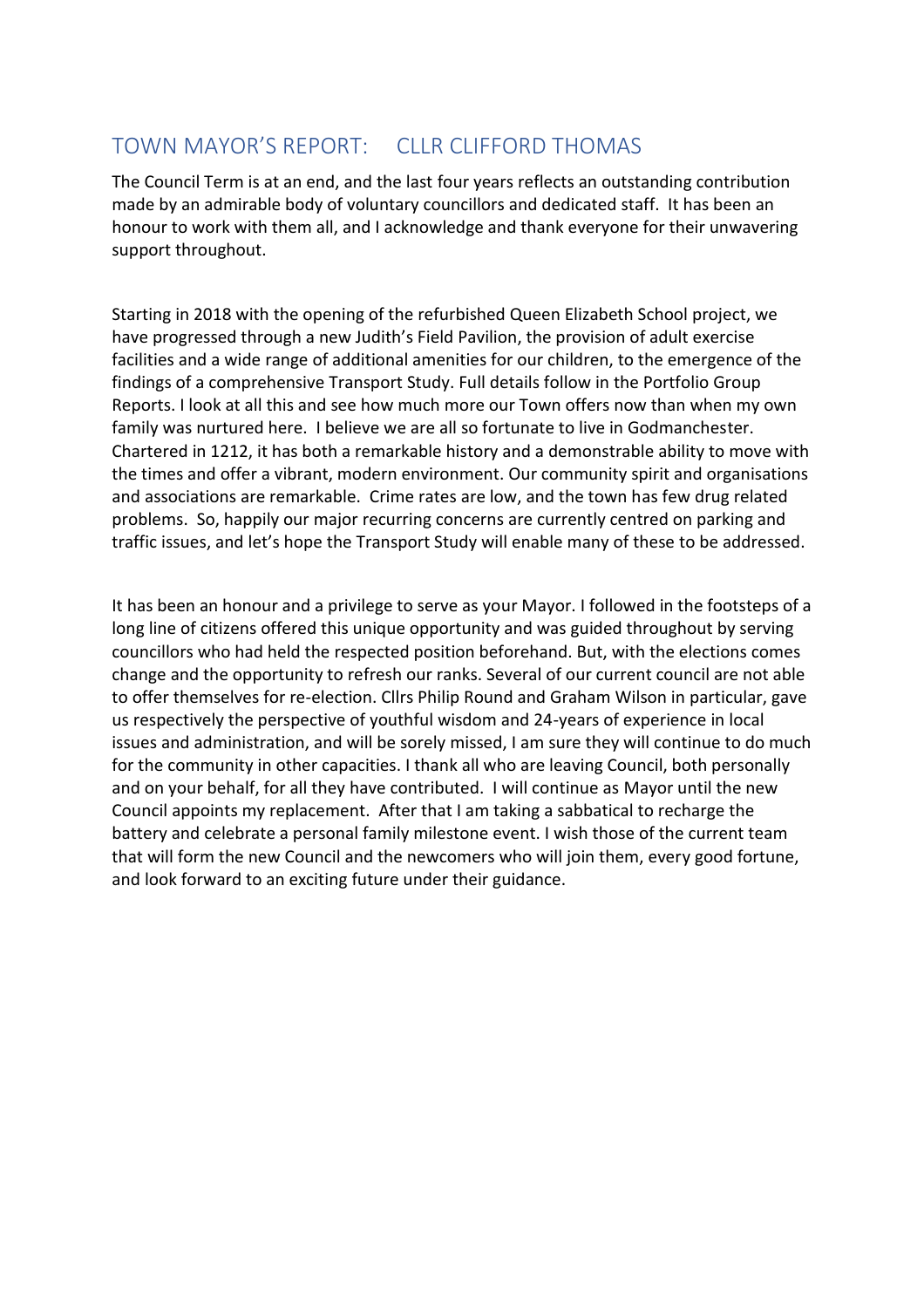## TOWN MAYOR'S REPORT: CLLR CLIFFORD THOMAS

The Council Term is at an end, and the last four years reflects an outstanding contribution made by an admirable body of voluntary councillors and dedicated staff. It has been an honour to work with them all, and I acknowledge and thank everyone for their unwavering support throughout.

Starting in 2018 with the opening of the refurbished Queen Elizabeth School project, we have progressed through a new Judith's Field Pavilion, the provision of adult exercise facilities and a wide range of additional amenities for our children, to the emergence of the findings of a comprehensive Transport Study. Full details follow in the Portfolio Group Reports. I look at all this and see how much more our Town offers now than when my own family was nurtured here. I believe we are all so fortunate to live in Godmanchester. Chartered in 1212, it has both a remarkable history and a demonstrable ability to move with the times and offer a vibrant, modern environment. Our community spirit and organisations and associations are remarkable. Crime rates are low, and the town has few drug related problems. So, happily our major recurring concerns are currently centred on parking and traffic issues, and let's hope the Transport Study will enable many of these to be addressed.

It has been an honour and a privilege to serve as your Mayor. I followed in the footsteps of a long line of citizens offered this unique opportunity and was guided throughout by serving councillors who had held the respected position beforehand. But, with the elections comes change and the opportunity to refresh our ranks. Several of our current council are not able to offer themselves for re-election. Cllrs Philip Round and Graham Wilson in particular, gave us respectively the perspective of youthful wisdom and 24-years of experience in local issues and administration, and will be sorely missed, I am sure they will continue to do much for the community in other capacities. I thank all who are leaving Council, both personally and on your behalf, for all they have contributed. I will continue as Mayor until the new Council appoints my replacement. After that I am taking a sabbatical to recharge the battery and celebrate a personal family milestone event. I wish those of the current team that will form the new Council and the newcomers who will join them, every good fortune, and look forward to an exciting future under their guidance.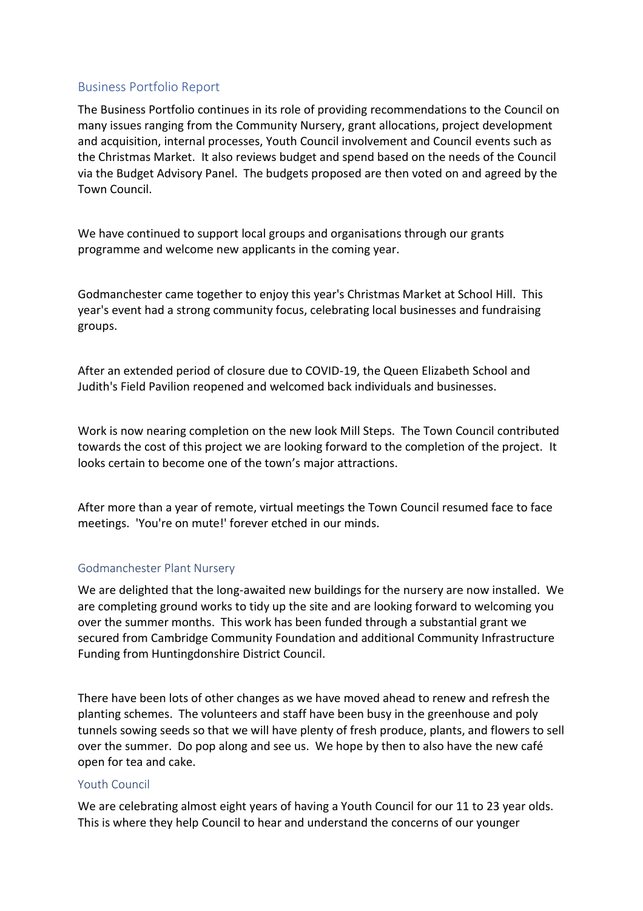## Business Portfolio Report

The Business Portfolio continues in its role of providing recommendations to the Council on many issues ranging from the Community Nursery, grant allocations, project development and acquisition, internal processes, Youth Council involvement and Council events such as the Christmas Market. It also reviews budget and spend based on the needs of the Council via the Budget Advisory Panel. The budgets proposed are then voted on and agreed by the Town Council.

We have continued to support local groups and organisations through our grants programme and welcome new applicants in the coming year.

Godmanchester came together to enjoy this year's Christmas Market at School Hill. This year's event had a strong community focus, celebrating local businesses and fundraising groups.

After an extended period of closure due to COVID-19, the Queen Elizabeth School and Judith's Field Pavilion reopened and welcomed back individuals and businesses.

Work is now nearing completion on the new look Mill Steps. The Town Council contributed towards the cost of this project we are looking forward to the completion of the project. It looks certain to become one of the town's major attractions.

After more than a year of remote, virtual meetings the Town Council resumed face to face meetings. 'You're on mute!' forever etched in our minds.

## Godmanchester Plant Nursery

We are delighted that the long-awaited new buildings for the nursery are now installed. We are completing ground works to tidy up the site and are looking forward to welcoming you over the summer months. This work has been funded through a substantial grant we secured from Cambridge Community Foundation and additional Community Infrastructure Funding from Huntingdonshire District Council.

There have been lots of other changes as we have moved ahead to renew and refresh the planting schemes. The volunteers and staff have been busy in the greenhouse and poly tunnels sowing seeds so that we will have plenty of fresh produce, plants, and flowers to sell over the summer. Do pop along and see us. We hope by then to also have the new café open for tea and cake.

## Youth Council

We are celebrating almost eight years of having a Youth Council for our 11 to 23 year olds. This is where they help Council to hear and understand the concerns of our younger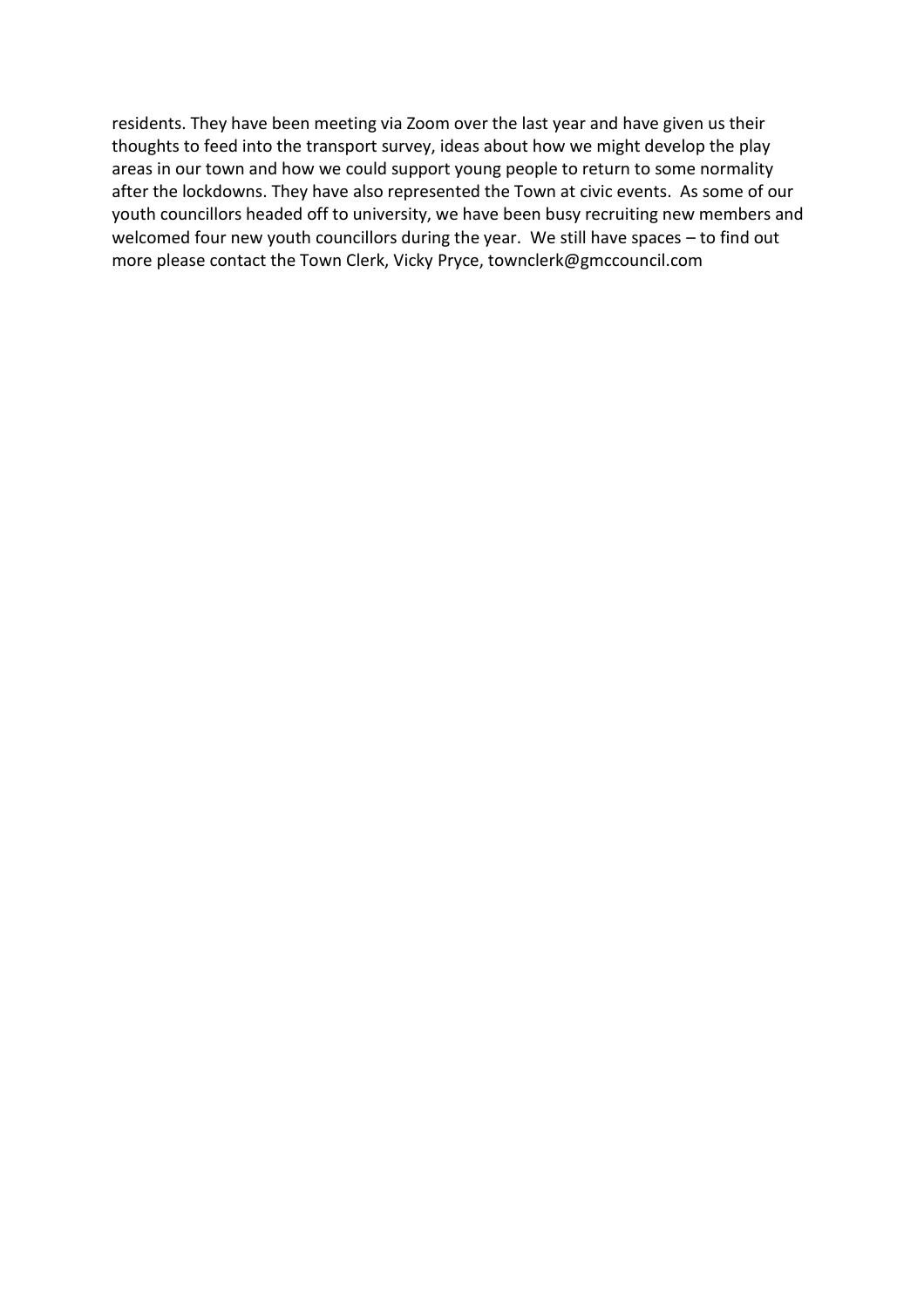residents. They have been meeting via Zoom over the last year and have given us their thoughts to feed into the transport survey, ideas about how we might develop the play areas in our town and how we could support young people to return to some normality after the lockdowns. They have also represented the Town at civic events. As some of our youth councillors headed off to university, we have been busy recruiting new members and welcomed four new youth councillors during the year. We still have spaces – to find out more please contact the Town Clerk, Vicky Pryce, townclerk@gmccouncil.com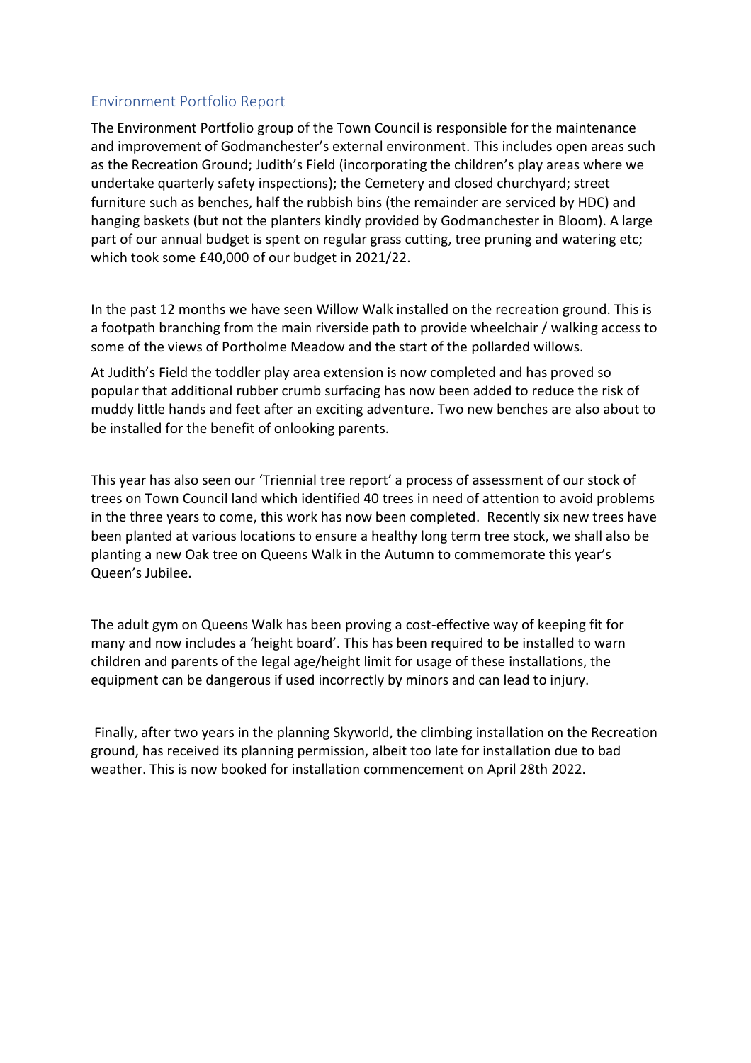## Environment Portfolio Report

The Environment Portfolio group of the Town Council is responsible for the maintenance and improvement of Godmanchester's external environment. This includes open areas such as the Recreation Ground; Judith's Field (incorporating the children's play areas where we undertake quarterly safety inspections); the Cemetery and closed churchyard; street furniture such as benches, half the rubbish bins (the remainder are serviced by HDC) and hanging baskets (but not the planters kindly provided by Godmanchester in Bloom). A large part of our annual budget is spent on regular grass cutting, tree pruning and watering etc; which took some £40,000 of our budget in 2021/22.

In the past 12 months we have seen Willow Walk installed on the recreation ground. This is a footpath branching from the main riverside path to provide wheelchair / walking access to some of the views of Portholme Meadow and the start of the pollarded willows.

At Judith's Field the toddler play area extension is now completed and has proved so popular that additional rubber crumb surfacing has now been added to reduce the risk of muddy little hands and feet after an exciting adventure. Two new benches are also about to be installed for the benefit of onlooking parents.

This year has also seen our 'Triennial tree report' a process of assessment of our stock of trees on Town Council land which identified 40 trees in need of attention to avoid problems in the three years to come, this work has now been completed. Recently six new trees have been planted at various locations to ensure a healthy long term tree stock, we shall also be planting a new Oak tree on Queens Walk in the Autumn to commemorate this year's Queen's Jubilee.

The adult gym on Queens Walk has been proving a cost-effective way of keeping fit for many and now includes a 'height board'. This has been required to be installed to warn children and parents of the legal age/height limit for usage of these installations, the equipment can be dangerous if used incorrectly by minors and can lead to injury.

Finally, after two years in the planning Skyworld, the climbing installation on the Recreation ground, has received its planning permission, albeit too late for installation due to bad weather. This is now booked for installation commencement on April 28th 2022.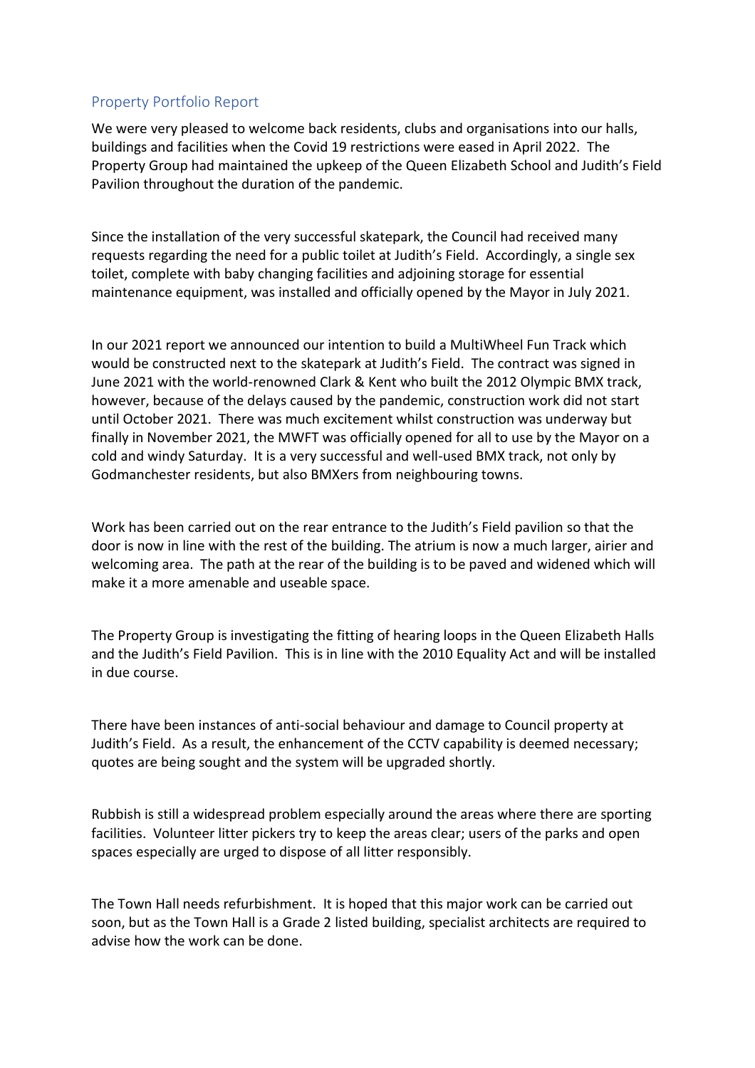## Property Portfolio Report

We were very pleased to welcome back residents, clubs and organisations into our halls, buildings and facilities when the Covid 19 restrictions were eased in April 2022. The Property Group had maintained the upkeep of the Queen Elizabeth School and Judith's Field Pavilion throughout the duration of the pandemic.

Since the installation of the very successful skatepark, the Council had received many requests regarding the need for a public toilet at Judith's Field. Accordingly, a single sex toilet, complete with baby changing facilities and adjoining storage for essential maintenance equipment, was installed and officially opened by the Mayor in July 2021.

In our 2021 report we announced our intention to build a MultiWheel Fun Track which would be constructed next to the skatepark at Judith's Field. The contract was signed in June 2021 with the world-renowned Clark & Kent who built the 2012 Olympic BMX track, however, because of the delays caused by the pandemic, construction work did not start until October 2021. There was much excitement whilst construction was underway but finally in November 2021, the MWFT was officially opened for all to use by the Mayor on a cold and windy Saturday. It is a very successful and well-used BMX track, not only by Godmanchester residents, but also BMXers from neighbouring towns.

Work has been carried out on the rear entrance to the Judith's Field pavilion so that the door is now in line with the rest of the building. The atrium is now a much larger, airier and welcoming area. The path at the rear of the building is to be paved and widened which will make it a more amenable and useable space.

The Property Group is investigating the fitting of hearing loops in the Queen Elizabeth Halls and the Judith's Field Pavilion. This is in line with the 2010 Equality Act and will be installed in due course.

There have been instances of anti-social behaviour and damage to Council property at Judith's Field. As a result, the enhancement of the CCTV capability is deemed necessary; quotes are being sought and the system will be upgraded shortly.

Rubbish is still a widespread problem especially around the areas where there are sporting facilities. Volunteer litter pickers try to keep the areas clear; users of the parks and open spaces especially are urged to dispose of all litter responsibly.

The Town Hall needs refurbishment. It is hoped that this major work can be carried out soon, but as the Town Hall is a Grade 2 listed building, specialist architects are required to advise how the work can be done.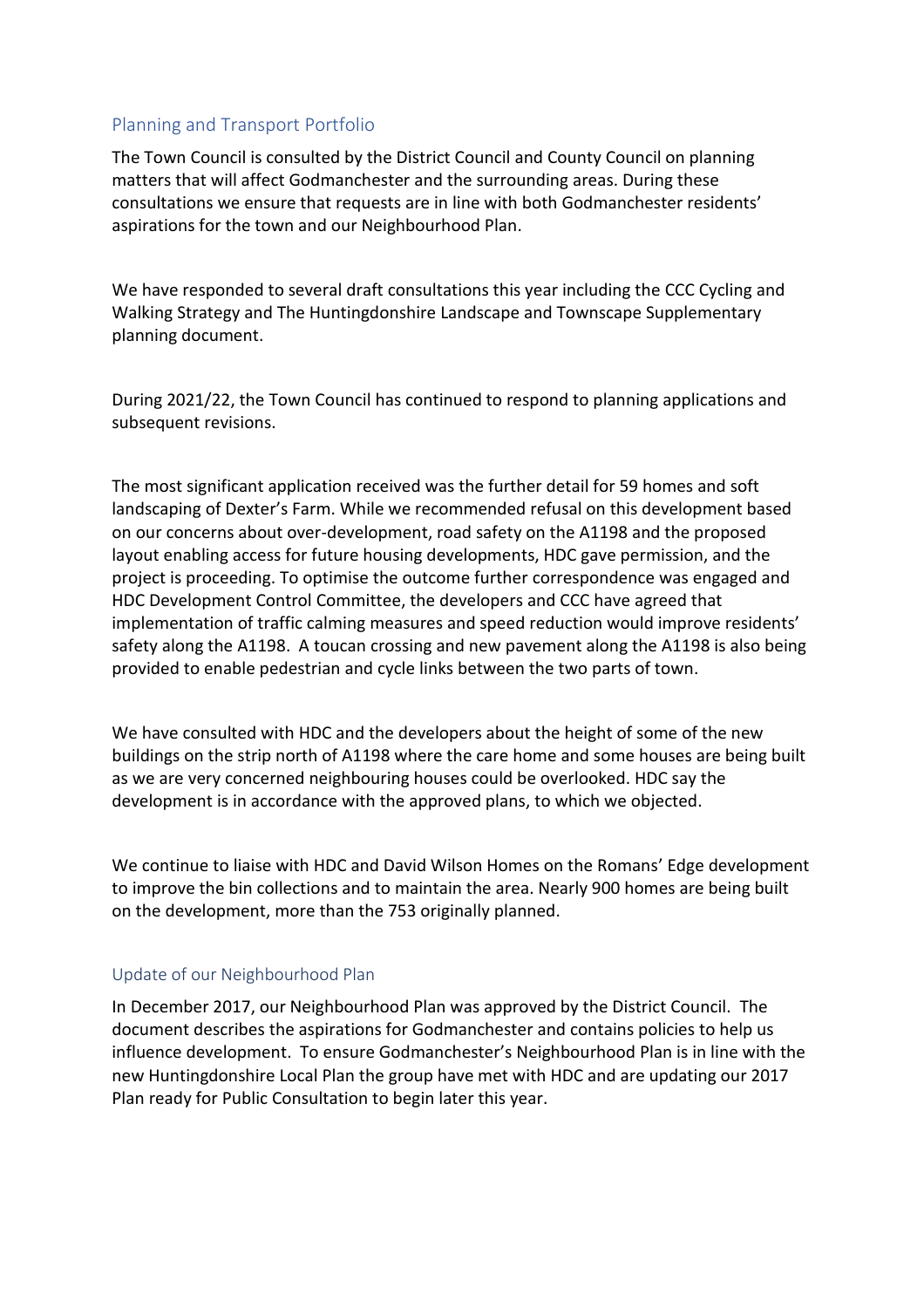## Planning and Transport Portfolio

The Town Council is consulted by the District Council and County Council on planning matters that will affect Godmanchester and the surrounding areas. During these consultations we ensure that requests are in line with both Godmanchester residents' aspirations for the town and our Neighbourhood Plan.

We have responded to several draft consultations this year including the CCC Cycling and Walking Strategy and The Huntingdonshire Landscape and Townscape Supplementary planning document.

During 2021/22, the Town Council has continued to respond to planning applications and subsequent revisions.

The most significant application received was the further detail for 59 homes and soft landscaping of Dexter's Farm. While we recommended refusal on this development based on our concerns about over-development, road safety on the A1198 and the proposed layout enabling access for future housing developments, HDC gave permission, and the project is proceeding. To optimise the outcome further correspondence was engaged and HDC Development Control Committee, the developers and CCC have agreed that implementation of traffic calming measures and speed reduction would improve residents' safety along the A1198. A toucan crossing and new pavement along the A1198 is also being provided to enable pedestrian and cycle links between the two parts of town.

We have consulted with HDC and the developers about the height of some of the new buildings on the strip north of A1198 where the care home and some houses are being built as we are very concerned neighbouring houses could be overlooked. HDC say the development is in accordance with the approved plans, to which we objected.

We continue to liaise with HDC and David Wilson Homes on the Romans' Edge development to improve the bin collections and to maintain the area. Nearly 900 homes are being built on the development, more than the 753 originally planned.

### Update of our Neighbourhood Plan

In December 2017, our Neighbourhood Plan was approved by the District Council. The document describes the aspirations for Godmanchester and contains policies to help us influence development. To ensure Godmanchester's Neighbourhood Plan is in line with the new Huntingdonshire Local Plan the group have met with HDC and are updating our 2017 Plan ready for Public Consultation to begin later this year.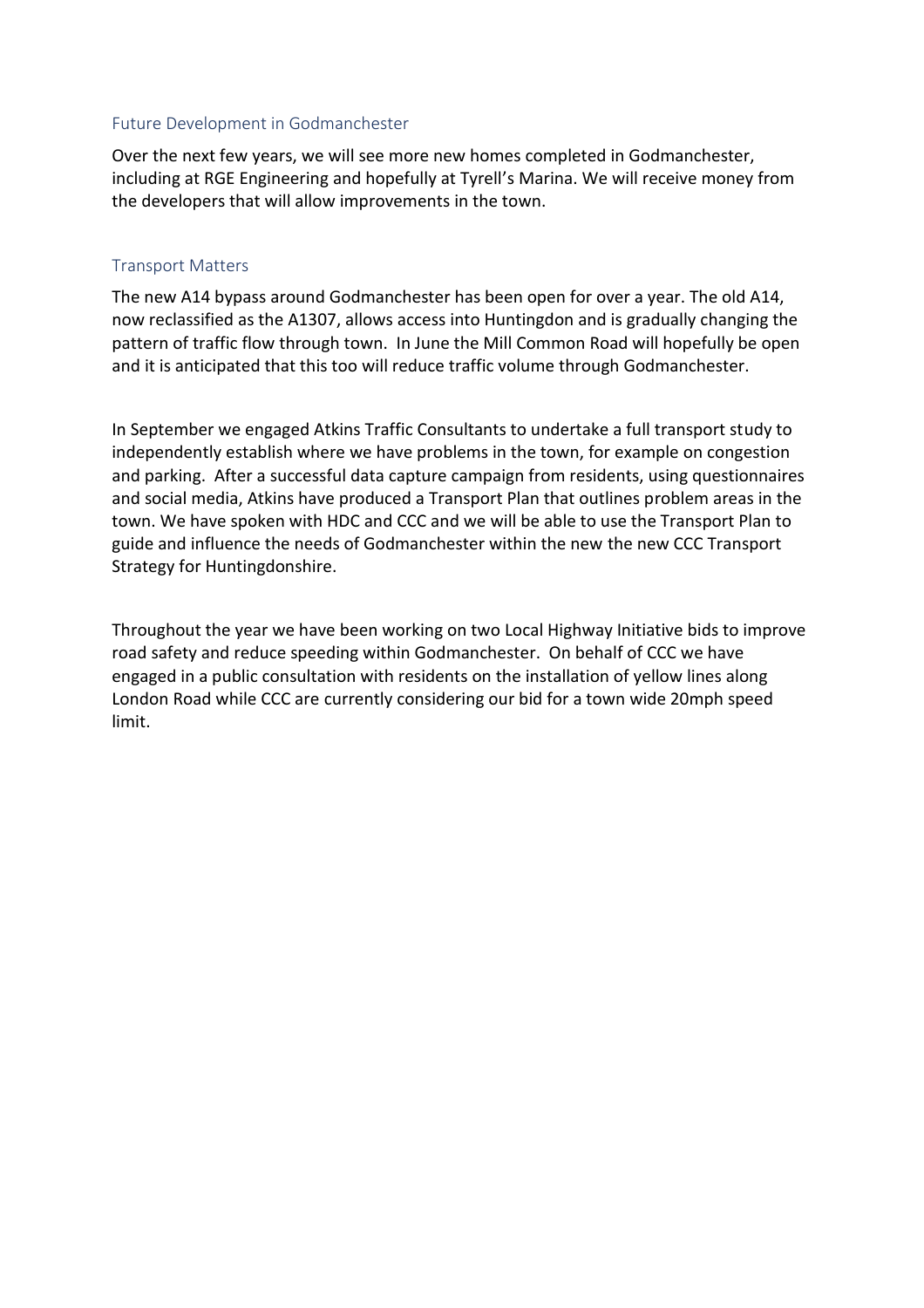## Future Development in Godmanchester

Over the next few years, we will see more new homes completed in Godmanchester, including at RGE Engineering and hopefully at Tyrell's Marina. We will receive money from the developers that will allow improvements in the town.

## Transport Matters

The new A14 bypass around Godmanchester has been open for over a year. The old A14, now reclassified as the A1307, allows access into Huntingdon and is gradually changing the pattern of traffic flow through town. In June the Mill Common Road will hopefully be open and it is anticipated that this too will reduce traffic volume through Godmanchester.

In September we engaged Atkins Traffic Consultants to undertake a full transport study to independently establish where we have problems in the town, for example on congestion and parking. After a successful data capture campaign from residents, using questionnaires and social media, Atkins have produced a Transport Plan that outlines problem areas in the town. We have spoken with HDC and CCC and we will be able to use the Transport Plan to guide and influence the needs of Godmanchester within the new the new CCC Transport Strategy for Huntingdonshire.

Throughout the year we have been working on two Local Highway Initiative bids to improve road safety and reduce speeding within Godmanchester. On behalf of CCC we have engaged in a public consultation with residents on the installation of yellow lines along London Road while CCC are currently considering our bid for a town wide 20mph speed limit.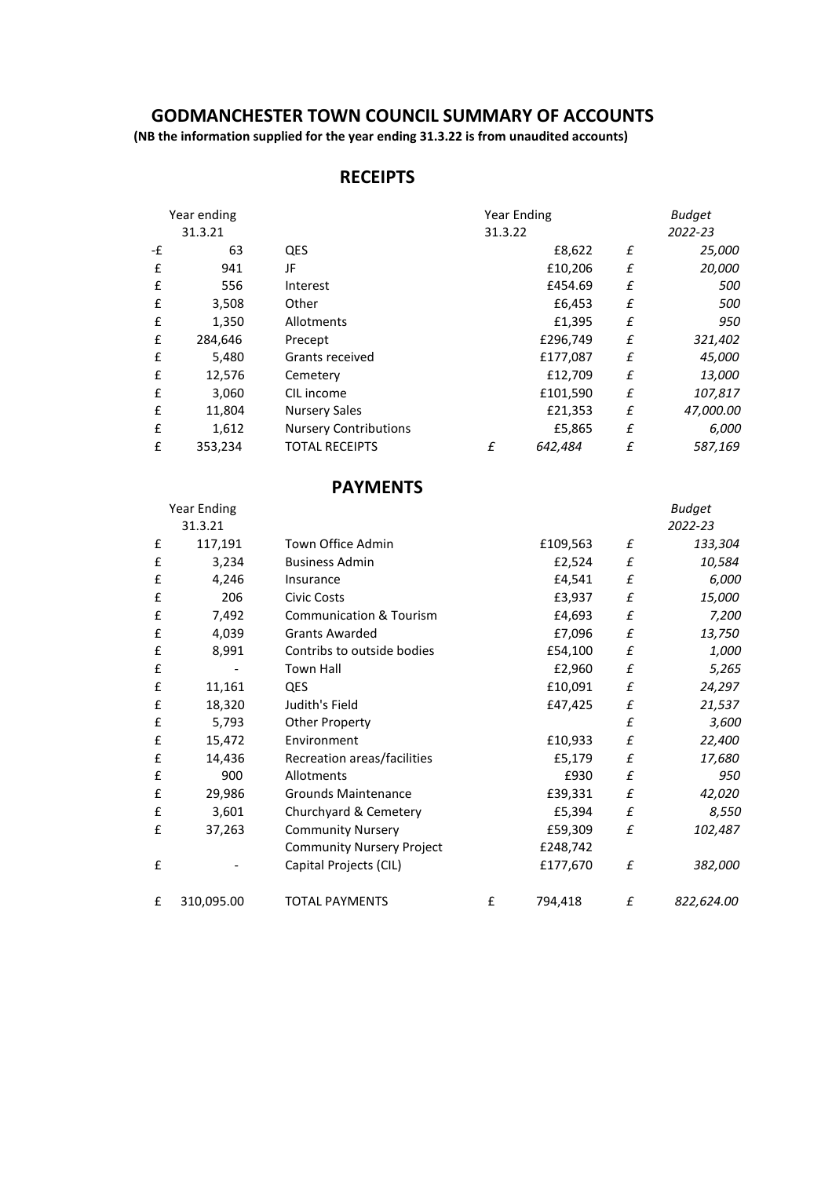# GODMANCHESTER TOWN COUNCIL SUMMARY OF ACCOUNTS

**(NB the information supplied for the year ending 31.3.22 is from unaudited accounts)**

## RECEIPTS

| Year ending 31.3.21 | | | Year Ending 31.3.22 | | *Budget 2022-23* |
|---|---|---|---|---|---|
| -£ | 63 | QES | £8,622 | *£* | *25,000* |
| £ | 941 | JF | £10,206 | *£* | *20,000* |
| £ | 556 | Interest | £454.69 | *£* | *500* |
| £ | 3,508 | Other | £6,453 | *£* | *500* |
| £ | 1,350 | Allotments | £1,395 | *£* | *950* |
| £ | 284,646 | Precept | £296,749 | *£* | *321,402* |
| £ | 5,480 | Grants received | £177,087 | *£* | *45,000* |
| £ | 12,576 | Cemetery | £12,709 | *£* | *13,000* |
| £ | 3,060 | CIL income | £101,590 | *£* | *107,817* |
| £ | 11,804 | Nursery Sales | £21,353 | *£* | *47,000.00* |
| £ | 1,612 | Nursery Contributions | £5,865 | *£* | *6,000* |
| £ | 353,234 | TOTAL RECEIPTS | *£ 642,484* | *£* | *587,169* |

## PAYMENTS

| Year Ending 31.3.21 | | | | | *Budget 2022-23* |
|---|---|---|---|---|---|
| £ | 117,191 | Town Office Admin | £109,563 | *£* | *133,304* |
| £ | 3,234 | Business Admin | £2,524 | *£* | *10,584* |
| £ | 4,246 | Insurance | £4,541 | *£* | *6,000* |
| £ | 206 | Civic Costs | £3,937 | *£* | *15,000* |
| £ | 7,492 | Communication & Tourism | £4,693 | *£* | *7,200* |
| £ | 4,039 | Grants Awarded | £7,096 | *£* | *13,750* |
| £ | 8,991 | Contribs to outside bodies | £54,100 | *£* | *1,000* |
| £ | - | Town Hall | £2,960 | *£* | *5,265* |
| £ | 11,161 | QES | £10,091 | *£* | *24,297* |
| £ | 18,320 | Judith's Field | £47,425 | *£* | *21,537* |
| £ | 5,793 | Other Property | | *£* | *3,600* |
| £ | 15,472 | Environment | £10,933 | *£* | *22,400* |
| £ | 14,436 | Recreation areas/facilities | £5,179 | *£* | *17,680* |
| £ | 900 | Allotments | £930 | *£* | *950* |
| £ | 29,986 | Grounds Maintenance | £39,331 | *£* | *42,020* |
| £ | 3,601 | Churchyard & Cemetery | £5,394 | *£* | *8,550* |
| £ | 37,263 | Community Nursery | £59,309 | *£* | *102,487* |
| | | Community Nursery Project | £248,742 | | |
| £ | - | Capital Projects (CIL) | £177,670 | *£* | *382,000* |
| £ | 310,095.00 | TOTAL PAYMENTS | £ 794,418 | *£* | *822,624.00* |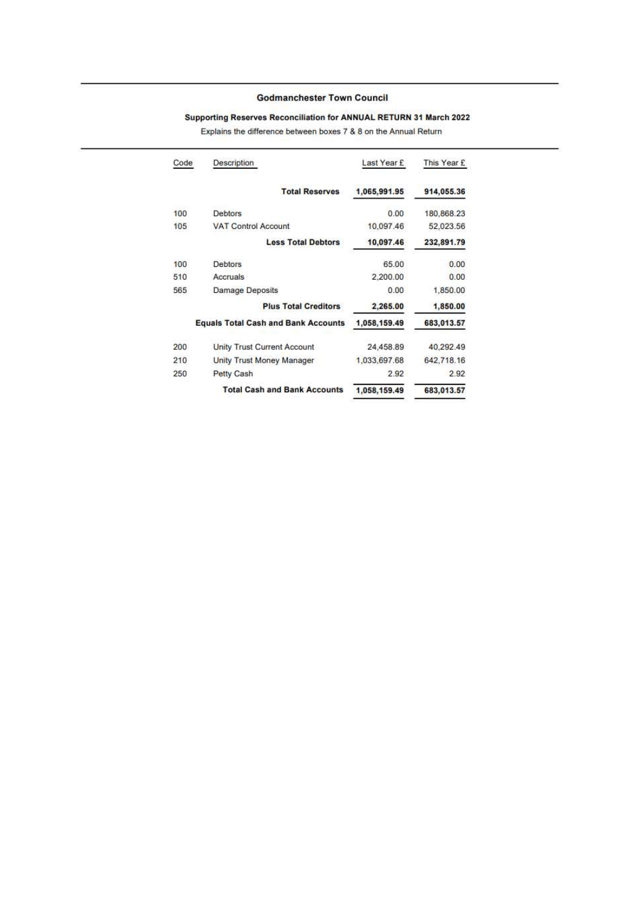## Godmanchester Town Council

### Supporting Reserves Reconciliation for ANNUAL RETURN 31 March 2022

Explains the difference between boxes 7 & 8 on the Annual Return

| Code | Description | Last Year £ | This Year £ |
|---|---|---|---|
| | **Total Reserves** | **1,065,991.95** | **914,055.36** |
| 100 | Debtors | 0.00 | 180,868.23 |
| 105 | VAT Control Account | 10,097.46 | 52,023.56 |
| | **Less Total Debtors** | **10,097.46** | **232,891.79** |
| 100 | Debtors | 65.00 | 0.00 |
| 510 | Accruals | 2,200.00 | 0.00 |
| 565 | Damage Deposits | 0.00 | 1,850.00 |
| | **Plus Total Creditors** | **2,265.00** | **1,850.00** |
| | **Equals Total Cash and Bank Accounts** | **1,058,159.49** | **683,013.57** |
| 200 | Unity Trust Current Account | 24,458.89 | 40,292.49 |
| 210 | Unity Trust Money Manager | 1,033,697.68 | 642,718.16 |
| 250 | Petty Cash | 2.92 | 2.92 |
| | **Total Cash and Bank Accounts** | **1,058,159.49** | **683,013.57** |